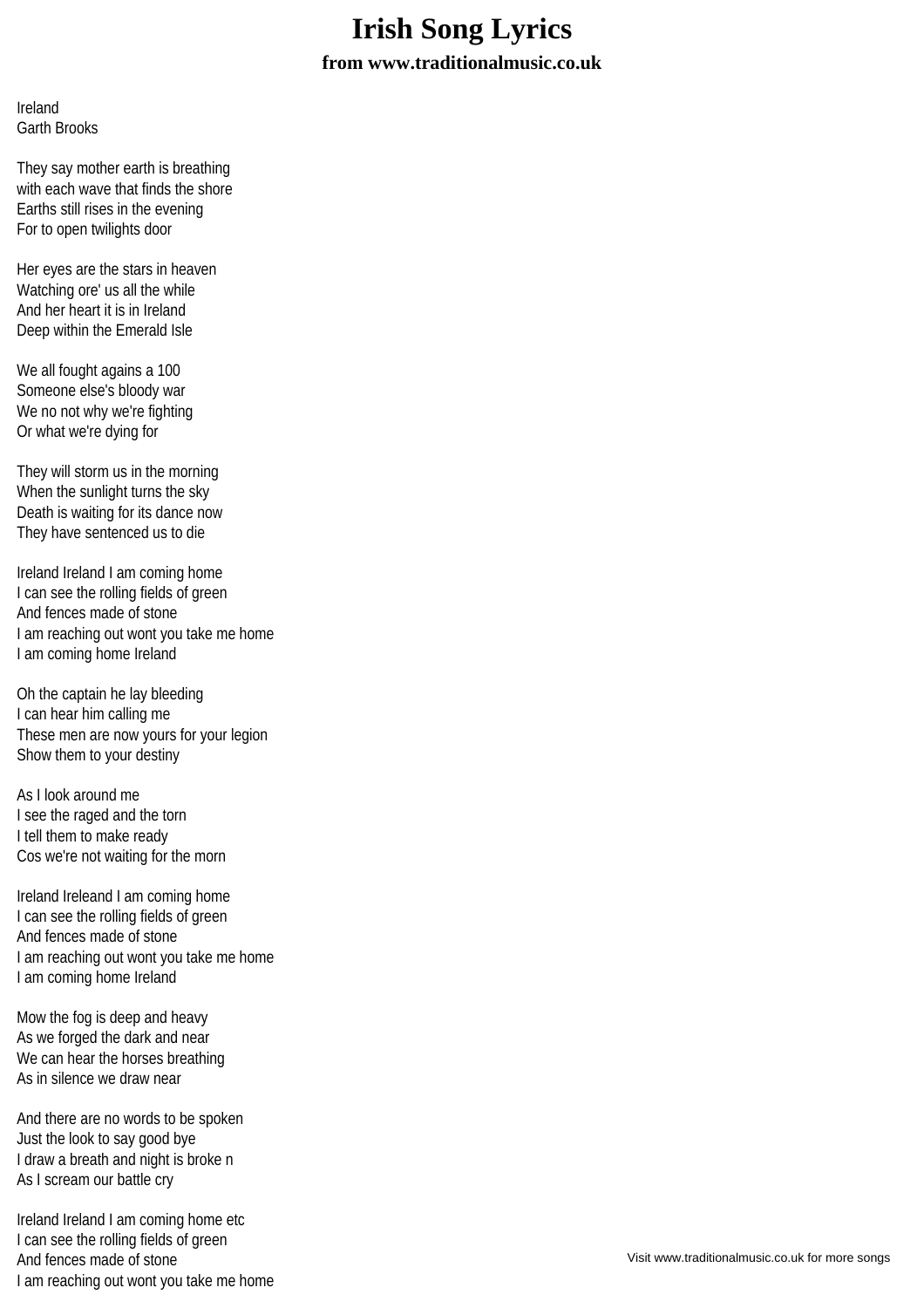# Irish Song Lyrics

### from www.traditionalmusic.co.uk

Ireland
Garth Brooks

They say mother earth is breathing
with each wave that finds the shore
Earths still rises in the evening
For to open twilights door

Her eyes are the stars in heaven
Watching ore' us all the while
And her heart it is in Ireland
Deep within the Emerald Isle

We all fought agains a 100
Someone else's bloody war
We no not why we're fighting
Or what we're dying for

They will storm us in the morning
When the sunlight turns the sky
Death is waiting for its dance now
They have sentenced us to die

Ireland Ireland I am coming home
I can see the rolling fields of green
And fences made of stone
I am reaching out wont you take me home
I am coming home Ireland

Oh the captain he lay bleeding
I can hear him calling me
These men are now yours for your legion
Show them to your destiny

As I look around me
I see the raged and the torn
I tell them to make ready
Cos we're not waiting for the morn

Ireland Ireleand I am coming home
I can see the rolling fields of green
And fences made of stone
I am reaching out wont you take me home
I am coming home Ireland

Mow the fog is deep and heavy
As we forged the dark and near
We can hear the horses breathing
As in silence we draw near

And there are no words to be spoken
Just the look to say good bye
I draw a breath and night is broke n
As I scream our battle cry

Ireland Ireland I am coming home etc
I can see the rolling fields of green
And fences made of stone
I am reaching out wont you take me home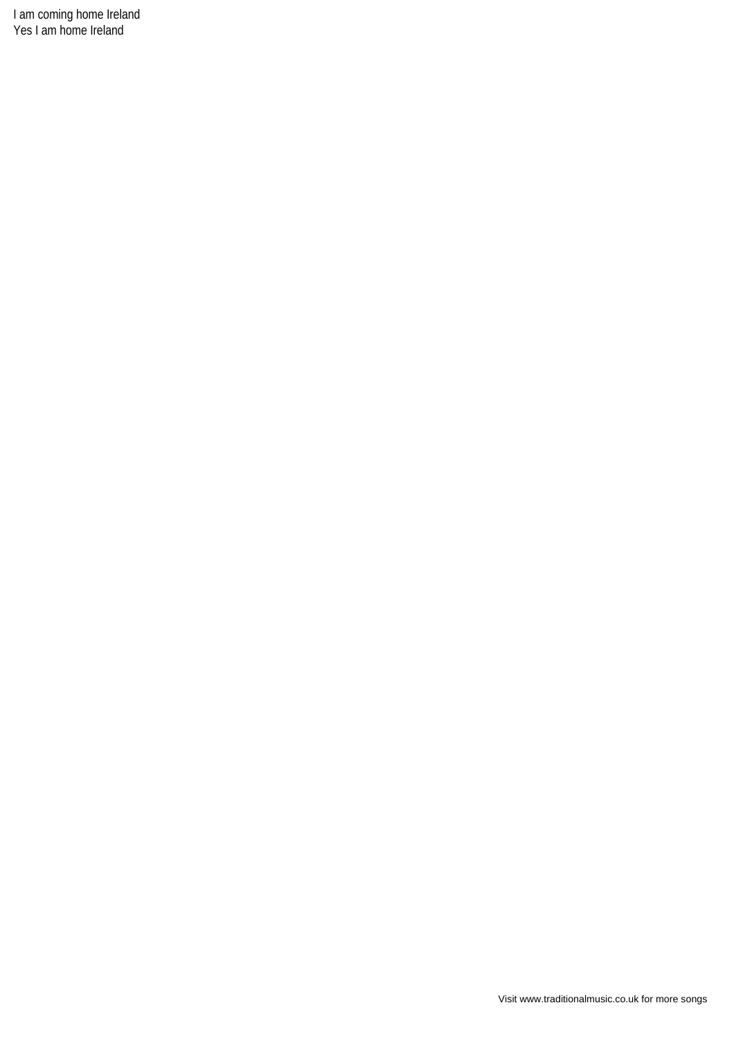I am coming home Ireland
Yes I am home Ireland